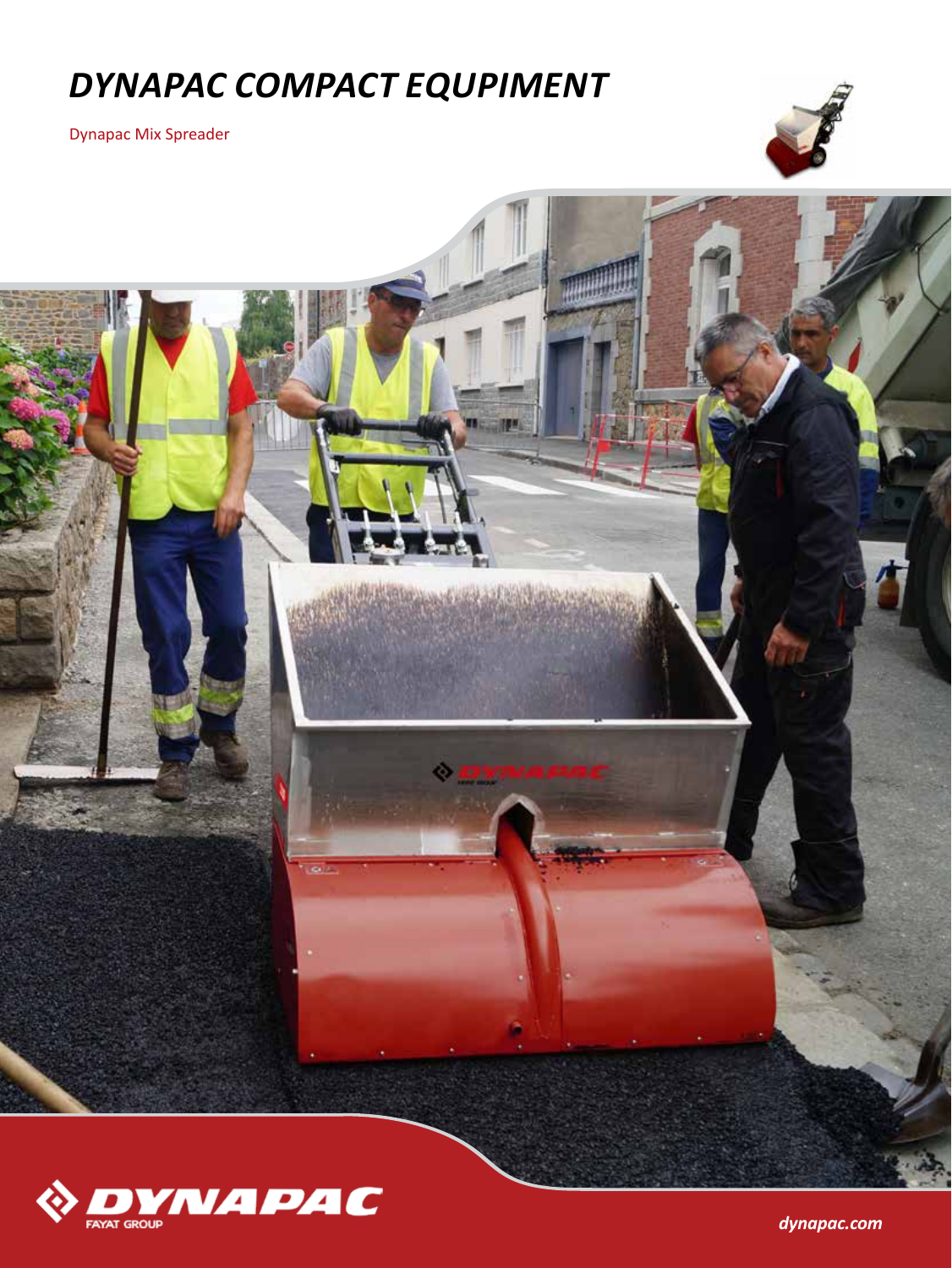# DYNAPAC COMPACT EQUIPMENT

Dynapac Mix Spreader

DYNAPAC
FAYAT GROUP

dynapac.com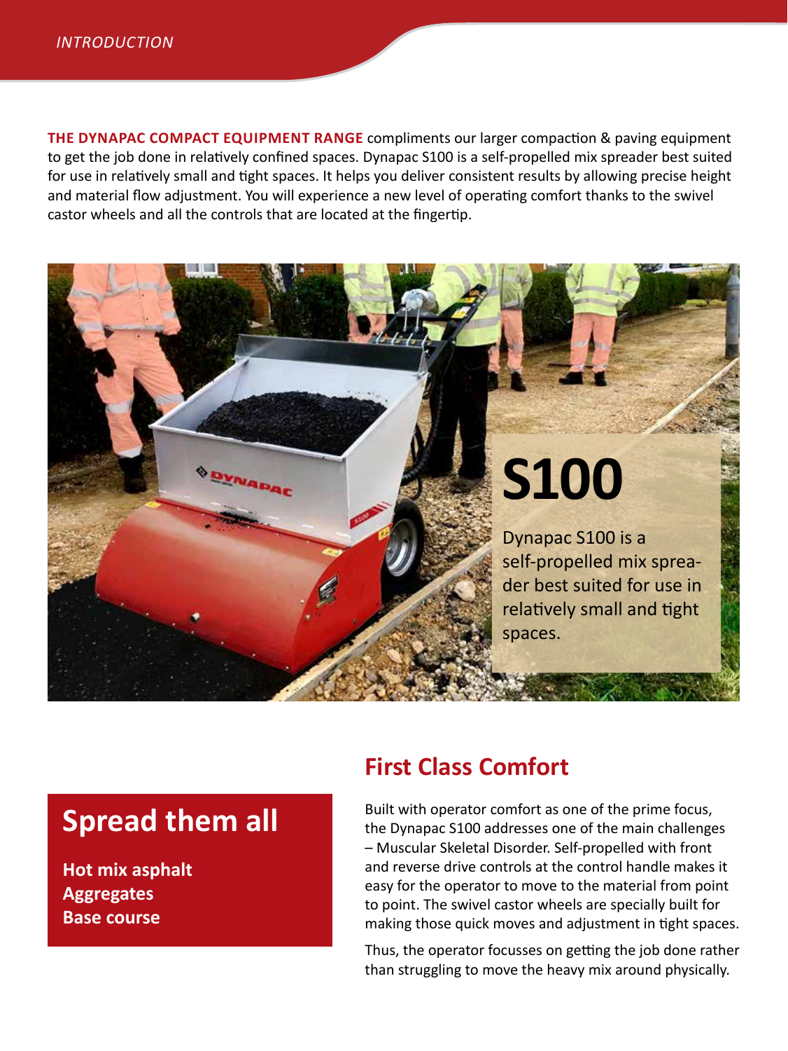*INTRODUCTION*

**THE DYNAPAC COMPACT EQUIPMENT RANGE** compliments our larger compaction & paving equipment to get the job done in relatively confined spaces. Dynapac S100 is a self-propelled mix spreader best suited for use in relatively small and tight spaces. It helps you deliver consistent results by allowing precise height and material flow adjustment. You will experience a new level of operating comfort thanks to the swivel castor wheels and all the controls that are located at the fingertip.

# S100

Dynapac S100 is a self-propelled mix spreader best suited for use in relatively small and tight spaces.

## Spread them all

**Hot mix asphalt**
**Aggregates**
**Base course**

## First Class Comfort

Built with operator comfort as one of the prime focus, the Dynapac S100 addresses one of the main challenges – Muscular Skeletal Disorder. Self-propelled with front and reverse drive controls at the control handle makes it easy for the operator to move to the material from point to point. The swivel castor wheels are specially built for making those quick moves and adjustment in tight spaces.

Thus, the operator focusses on getting the job done rather than struggling to move the heavy mix around physically.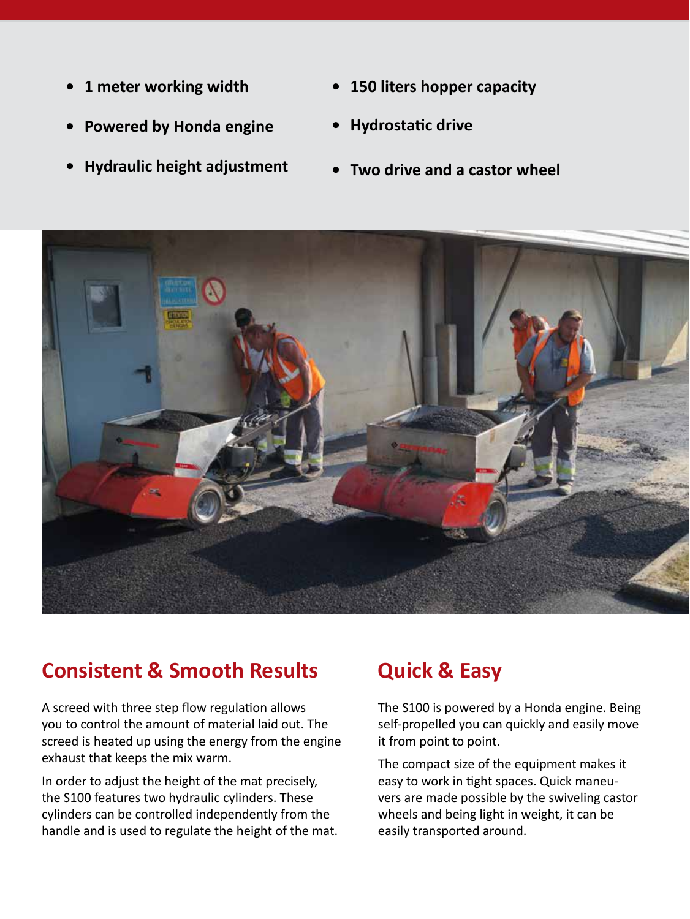- **1 meter working width**
- **Powered by Honda engine**
- **Hydraulic height adjustment**
- **150 liters hopper capacity**
- **Hydrostatic drive**
- **Two drive and a castor wheel**

## Consistent & Smooth Results

A screed with three step flow regulation allows you to control the amount of material laid out. The screed is heated up using the energy from the engine exhaust that keeps the mix warm.

In order to adjust the height of the mat precisely, the S100 features two hydraulic cylinders. These cylinders can be controlled independently from the handle and is used to regulate the height of the mat.

## Quick & Easy

The S100 is powered by a Honda engine. Being self-propelled you can quickly and easily move it from point to point.

The compact size of the equipment makes it easy to work in tight spaces. Quick maneuvers are made possible by the swiveling castor wheels and being light in weight, it can be easily transported around.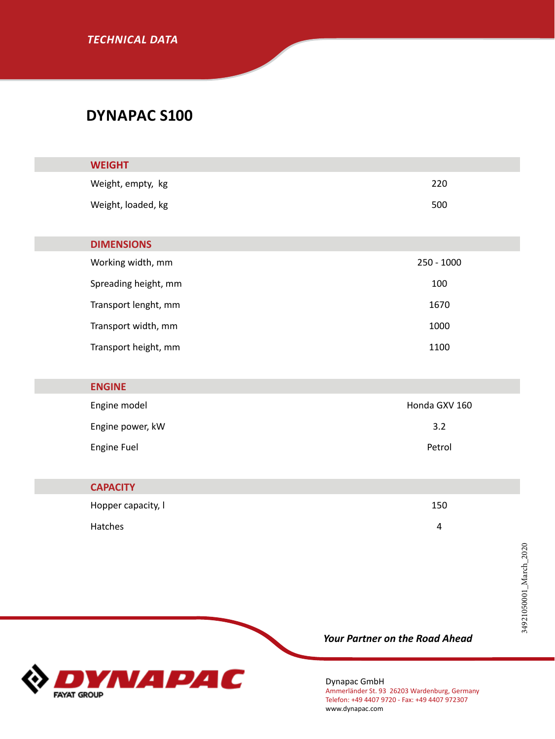TECHNICAL DATA

# DYNAPAC S100

| | |
|---|---|
| **WEIGHT** | |
| Weight, empty, kg | 220 |
| Weight, loaded, kg | 500 |
| **DIMENSIONS** | |
| Working width, mm | 250 - 1000 |
| Spreading height, mm | 100 |
| Transport lenght, mm | 1670 |
| Transport width, mm | 1000 |
| Transport height, mm | 1100 |
| **ENGINE** | |
| Engine model | Honda GXV 160 |
| Engine power, kW | 3.2 |
| Engine Fuel | Petrol |
| **CAPACITY** | |
| Hopper capacity, l | 150 |
| Hatches | 4 |

34921050001_March_2020

***Your Partner on the Road Ahead***

DYNAPAC
FAYAT GROUP

Dynapac GmbH
Ammerländer St. 93 26203 Wardenburg, Germany
Telefon: +49 4407 9720 - Fax: +49 4407 972307
www.dynapac.com